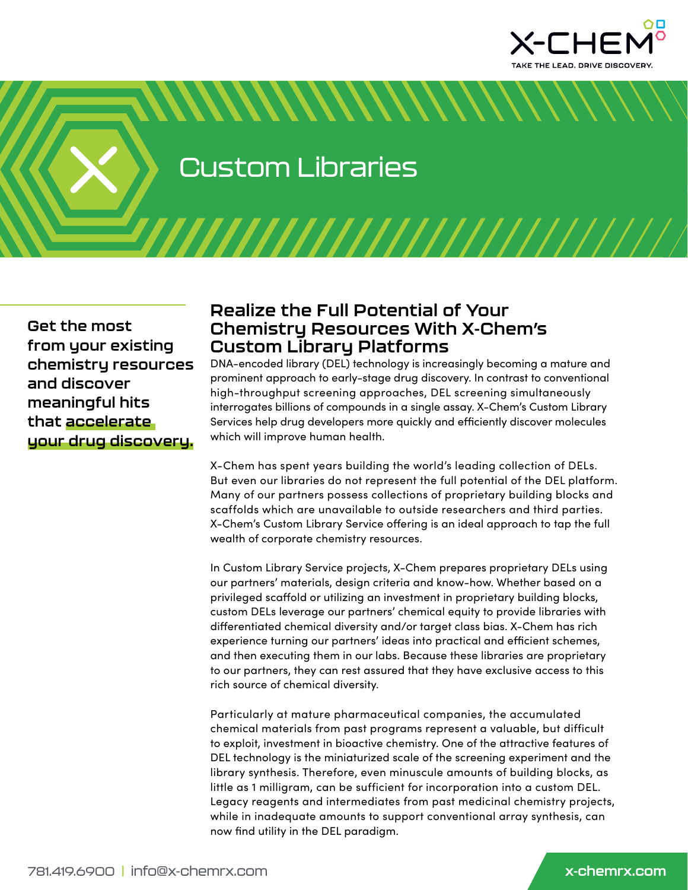X-CHEM

TAKE THE LEAD. DRIVE DISCOVERY.

# Custom Libraries

**Get the most from your existing chemistry resources and discover meaningful hits that accelerate your drug discovery.**

## Realize the Full Potential of Your Chemistry Resources With X-Chem's Custom Library Platforms

DNA-encoded library (DEL) technology is increasingly becoming a mature and prominent approach to early-stage drug discovery. In contrast to conventional high-throughput screening approaches, DEL screening simultaneously interrogates billions of compounds in a single assay. X-Chem's Custom Library Services help drug developers more quickly and efficiently discover molecules which will improve human health.

X-Chem has spent years building the world's leading collection of DELs. But even our libraries do not represent the full potential of the DEL platform. Many of our partners possess collections of proprietary building blocks and scaffolds which are unavailable to outside researchers and third parties. X-Chem's Custom Library Service offering is an ideal approach to tap the full wealth of corporate chemistry resources.

In Custom Library Service projects, X-Chem prepares proprietary DELs using our partners' materials, design criteria and know-how. Whether based on a privileged scaffold or utilizing an investment in proprietary building blocks, custom DELs leverage our partners' chemical equity to provide libraries with differentiated chemical diversity and/or target class bias. X-Chem has rich experience turning our partners' ideas into practical and efficient schemes, and then executing them in our labs. Because these libraries are proprietary to our partners, they can rest assured that they have exclusive access to this rich source of chemical diversity.

Particularly at mature pharmaceutical companies, the accumulated chemical materials from past programs represent a valuable, but difficult to exploit, investment in bioactive chemistry. One of the attractive features of DEL technology is the miniaturized scale of the screening experiment and the library synthesis. Therefore, even minuscule amounts of building blocks, as little as 1 milligram, can be sufficient for incorporation into a custom DEL. Legacy reagents and intermediates from past medicinal chemistry projects, while in inadequate amounts to support conventional array synthesis, can now find utility in the DEL paradigm.

781.419.6900 | info@x-chemrx.com

x-chemrx.com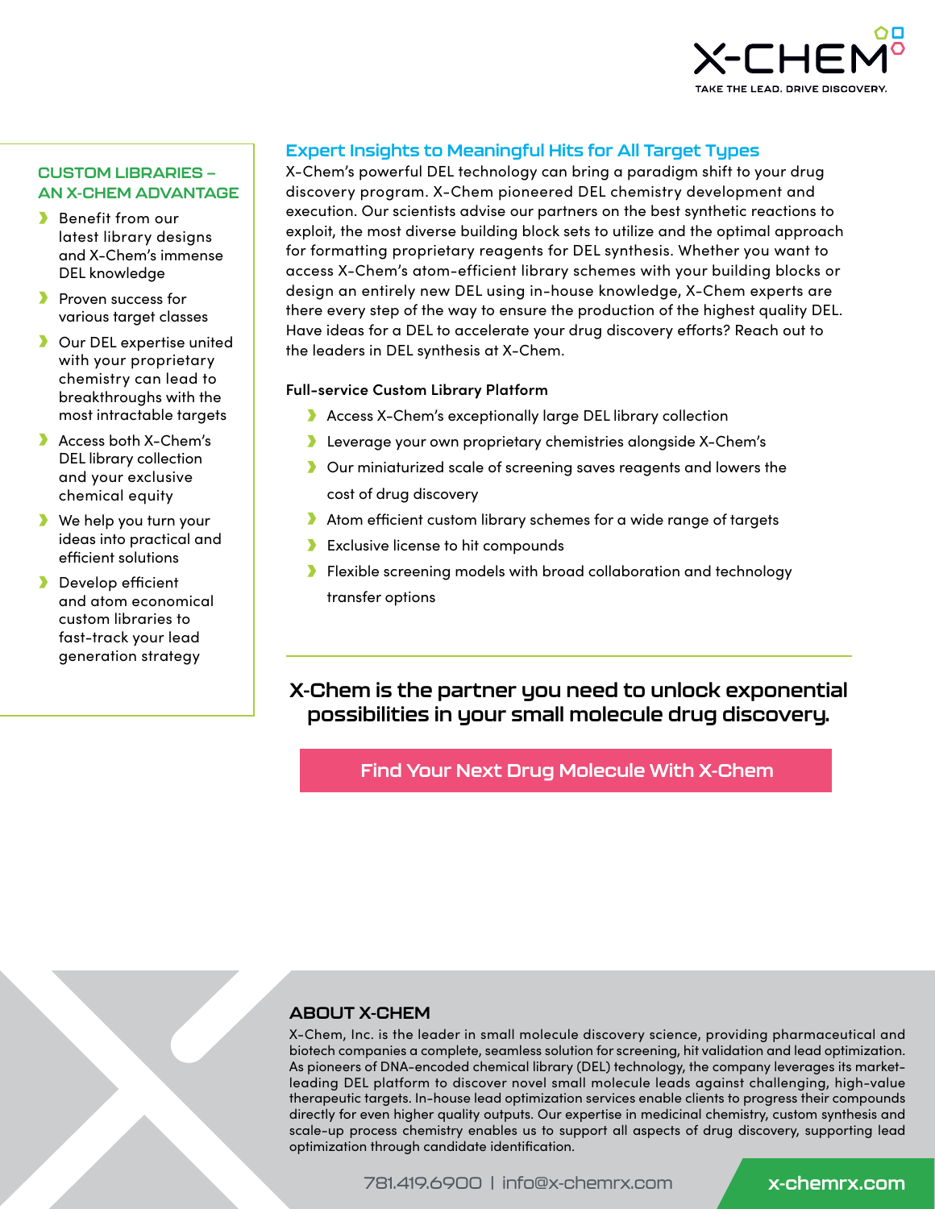X-CHEM

TAKE THE LEAD. DRIVE DISCOVERY.

## CUSTOM LIBRARIES – AN X-CHEM ADVANTAGE

- Benefit from our latest library designs and X-Chem's immense DEL knowledge
- Proven success for various target classes
- Our DEL expertise united with your proprietary chemistry can lead to breakthroughs with the most intractable targets
- Access both X-Chem's DEL library collection and your exclusive chemical equity
- We help you turn your ideas into practical and efficient solutions
- Develop efficient and atom economical custom libraries to fast-track your lead generation strategy

## Expert Insights to Meaningful Hits for All Target Types

X-Chem's powerful DEL technology can bring a paradigm shift to your drug discovery program. X-Chem pioneered DEL chemistry development and execution. Our scientists advise our partners on the best synthetic reactions to exploit, the most diverse building block sets to utilize and the optimal approach for formatting proprietary reagents for DEL synthesis. Whether you want to access X-Chem's atom-efficient library schemes with your building blocks or design an entirely new DEL using in-house knowledge, X-Chem experts are there every step of the way to ensure the production of the highest quality DEL. Have ideas for a DEL to accelerate your drug discovery efforts? Reach out to the leaders in DEL synthesis at X-Chem.

### Full-service Custom Library Platform

- Access X-Chem's exceptionally large DEL library collection
- Leverage your own proprietary chemistries alongside X-Chem's
- Our miniaturized scale of screening saves reagents and lowers the cost of drug discovery
- Atom efficient custom library schemes for a wide range of targets
- Exclusive license to hit compounds
- Flexible screening models with broad collaboration and technology transfer options

**X-Chem is the partner you need to unlock exponential possibilities in your small molecule drug discovery.**

**Find Your Next Drug Molecule With X-Chem**

## ABOUT X-CHEM

X-Chem, Inc. is the leader in small molecule discovery science, providing pharmaceutical and biotech companies a complete, seamless solution for screening, hit validation and lead optimization. As pioneers of DNA-encoded chemical library (DEL) technology, the company leverages its market-leading DEL platform to discover novel small molecule leads against challenging, high-value therapeutic targets. In-house lead optimization services enable clients to progress their compounds directly for even higher quality outputs. Our expertise in medicinal chemistry, custom synthesis and scale-up process chemistry enables us to support all aspects of drug discovery, supporting lead optimization through candidate identification.

781.419.6900 | info@x-chemrx.com

x-chemrx.com